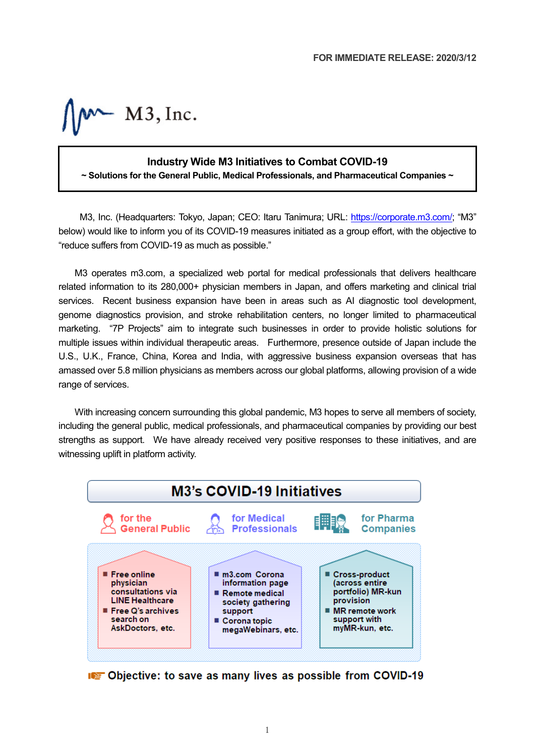FOR IMMEDIATE RELEASE: 2020/3/12

M3, Inc.

# Industry Wide M3 Initiatives to Combat COVID-19

**~ Solutions for the General Public, Medical Professionals, and Pharmaceutical Companies ~**

M3, Inc. (Headquarters: Tokyo, Japan; CEO: Itaru Tanimura; URL: https://corporate.m3.com/; "M3" below) would like to inform you of its COVID-19 measures initiated as a group effort, with the objective to "reduce suffers from COVID-19 as much as possible."

M3 operates m3.com, a specialized web portal for medical professionals that delivers healthcare related information to its 280,000+ physician members in Japan, and offers marketing and clinical trial services. Recent business expansion have been in areas such as AI diagnostic tool development, genome diagnostics provision, and stroke rehabilitation centers, no longer limited to pharmaceutical marketing. "7P Projects" aim to integrate such businesses in order to provide holistic solutions for multiple issues within individual therapeutic areas. Furthermore, presence outside of Japan include the U.S., U.K., France, China, Korea and India, with aggressive business expansion overseas that has amassed over 5.8 million physicians as members across our global platforms, allowing provision of a wide range of services.

With increasing concern surrounding this global pandemic, M3 hopes to serve all members of society, including the general public, medical professionals, and pharmaceutical companies by providing our best strengths as support. We have already received very positive responses to these initiatives, and are witnessing uplift in platform activity.

## M3's COVID-19 Initiatives

| for the General Public | for Medical Professionals | for Pharma Companies |
| --- | --- | --- |
| ■ Free online physician consultations via LINE Healthcare<br>■ Free Q's archives search on AskDoctors, etc. | ■ m3.com Corona information page<br>■ Remote medical society gathering support<br>■ Corona topic megaWebinars, etc. | ■ Cross-product (across entire portfolio) MR-kun provision<br>■ MR remote work support with myMR-kun, etc. |

**Objective: to save as many lives as possible from COVID-19**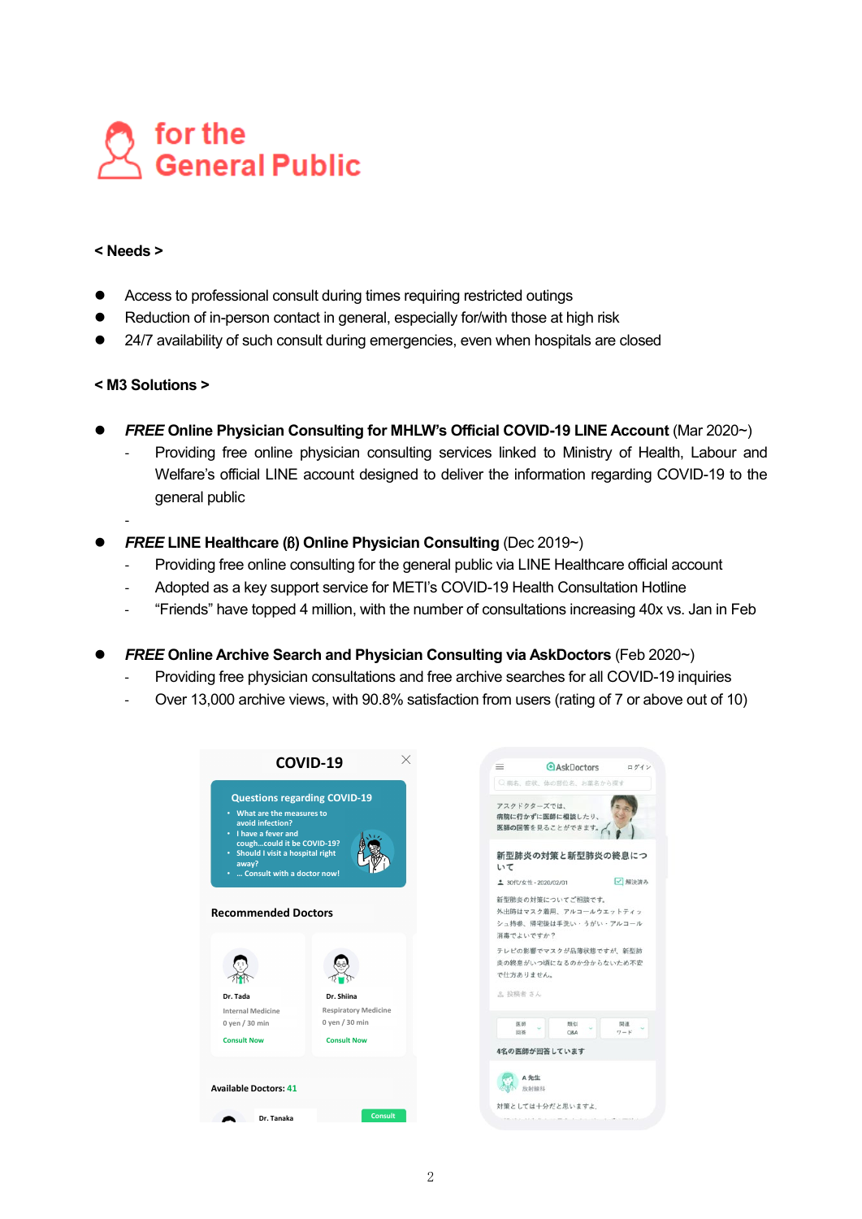# for the General Public

**< Needs >**

- Access to professional consult during times requiring restricted outings
- Reduction of in-person contact in general, especially for/with those at high risk
- 24/7 availability of such consult during emergencies, even when hospitals are closed

**< M3 Solutions >**

- ***FREE* Online Physician Consulting for MHLW's Official COVID-19 LINE Account** (Mar 2020~)
  - Providing free online physician consulting services linked to Ministry of Health, Labour and Welfare's official LINE account designed to deliver the information regarding COVID-19 to the general public
  -
- ***FREE* LINE Healthcare (β) Online Physician Consulting** (Dec 2019~)
  - Providing free online consulting for the general public via LINE Healthcare official account
  - Adopted as a key support service for METI's COVID-19 Health Consultation Hotline
  - "Friends" have topped 4 million, with the number of consultations increasing 40x vs. Jan in Feb
- ***FREE* Online Archive Search and Physician Consulting via AskDoctors** (Feb 2020~)
  - Providing free physician consultations and free archive searches for all COVID-19 inquiries
  - Over 13,000 archive views, with 90.8% satisfaction from users (rating of 7 or above out of 10)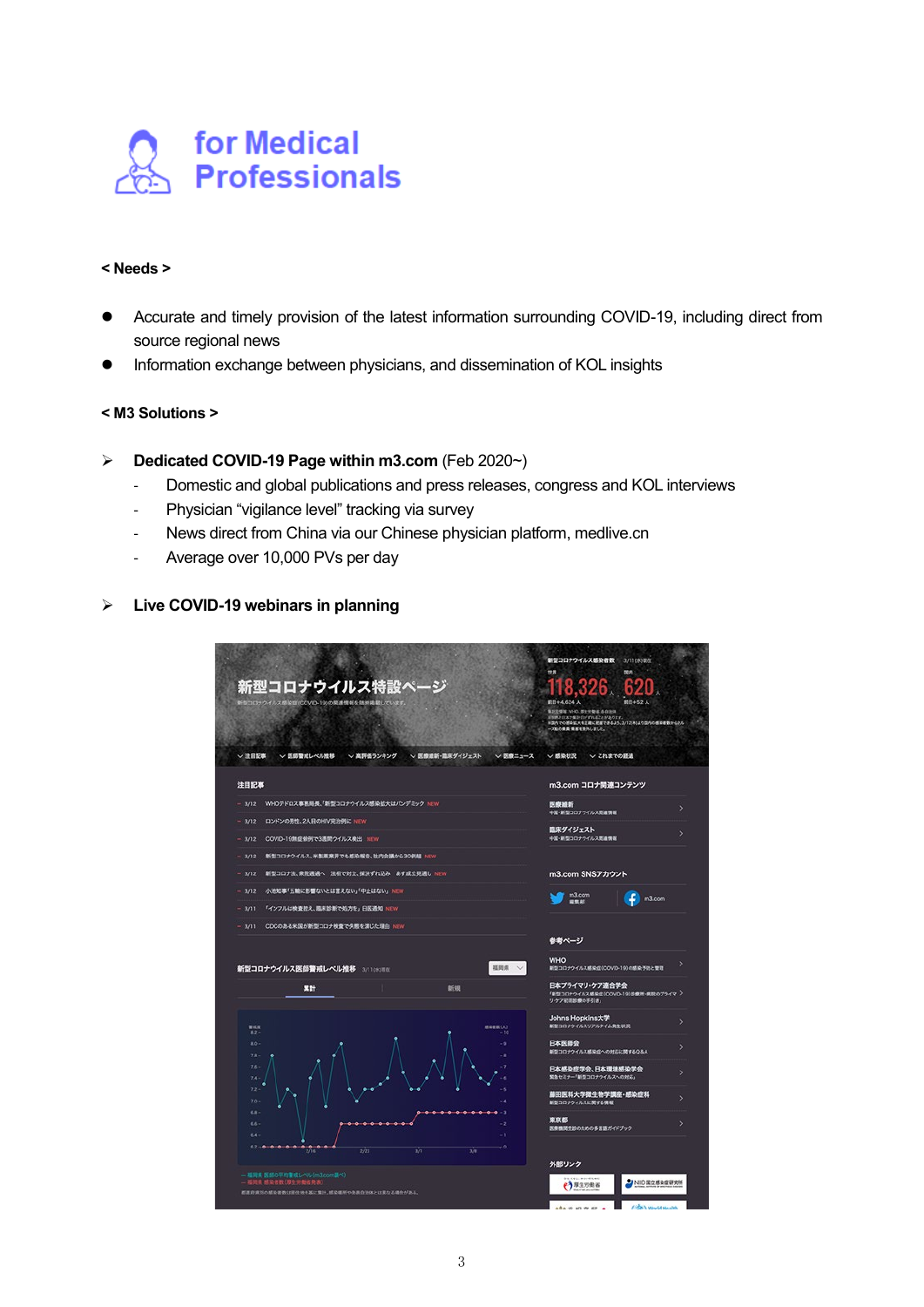## for Medical Professionals

**< Needs >**

- Accurate and timely provision of the latest information surrounding COVID-19, including direct from source regional news
- Information exchange between physicians, and dissemination of KOL insights

**< M3 Solutions >**

- **Dedicated COVID-19 Page within m3.com** (Feb 2020~)
  - Domestic and global publications and press releases, congress and KOL interviews
  - Physician "vigilance level" tracking via survey
  - News direct from China via our Chinese physician platform, medlive.cn
  - Average over 10,000 PVs per day

- **Live COVID-19 webinars in planning**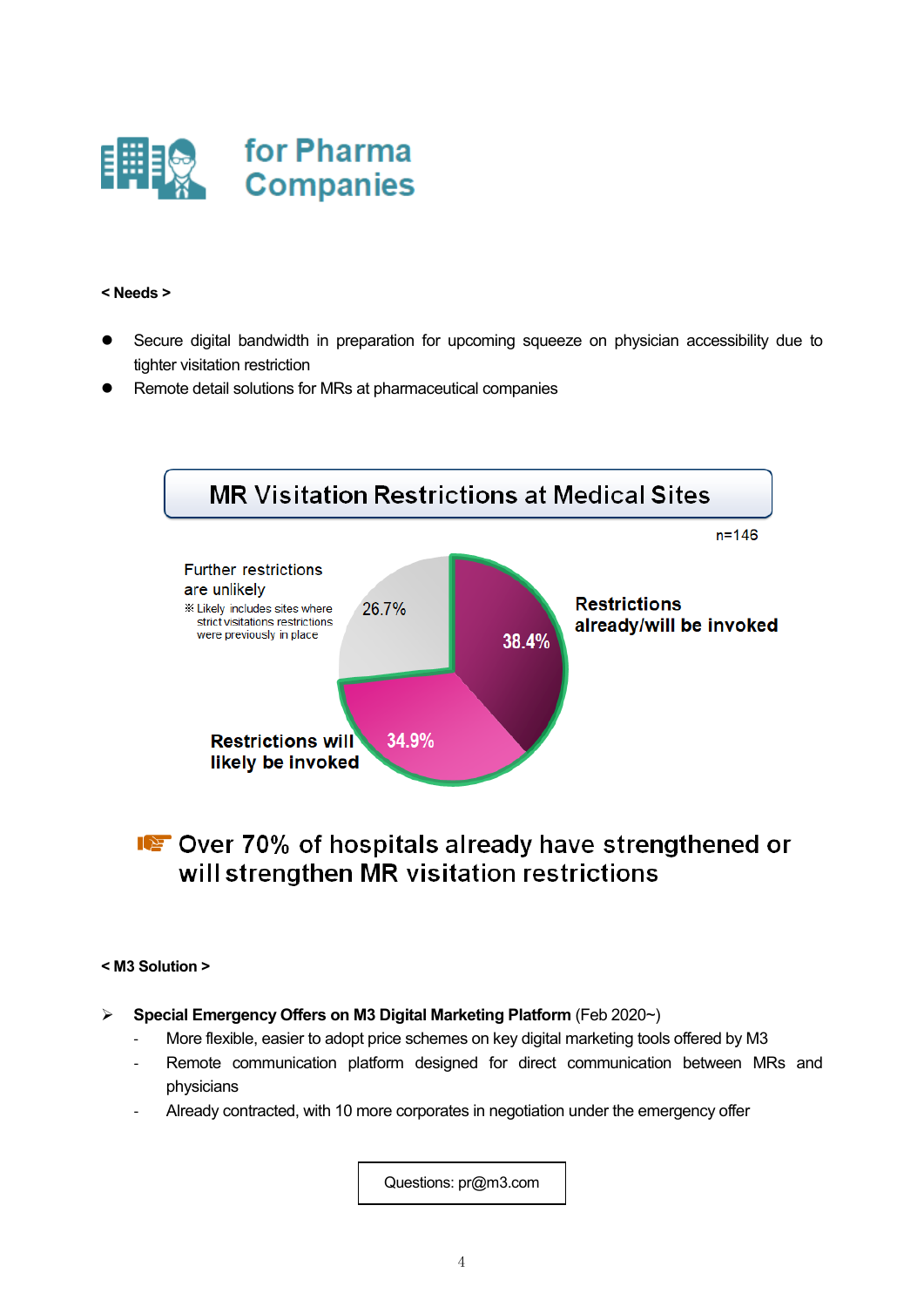# for Pharma Companies

**< Needs >**

- Secure digital bandwidth in preparation for upcoming squeeze on physician accessibility due to tighter visitation restriction
- Remote detail solutions for MRs at pharmaceutical companies

**MR Visitation Restrictions at Medical Sites**

n=146

Further restrictions are unlikely
※ Likely includes sites where strict visitations restrictions were previously in place
26.7%

Restrictions already/will be invoked
38.4%

Restrictions will likely be invoked
34.9%

Over 70% of hospitals already have strengthened or will strengthen MR visitation restrictions

**< M3 Solution >**

- **Special Emergency Offers on M3 Digital Marketing Platform** (Feb 2020~)
  - More flexible, easier to adopt price schemes on key digital marketing tools offered by M3
  - Remote communication platform designed for direct communication between MRs and physicians
  - Already contracted, with 10 more corporates in negotiation under the emergency offer

Questions: pr@m3.com